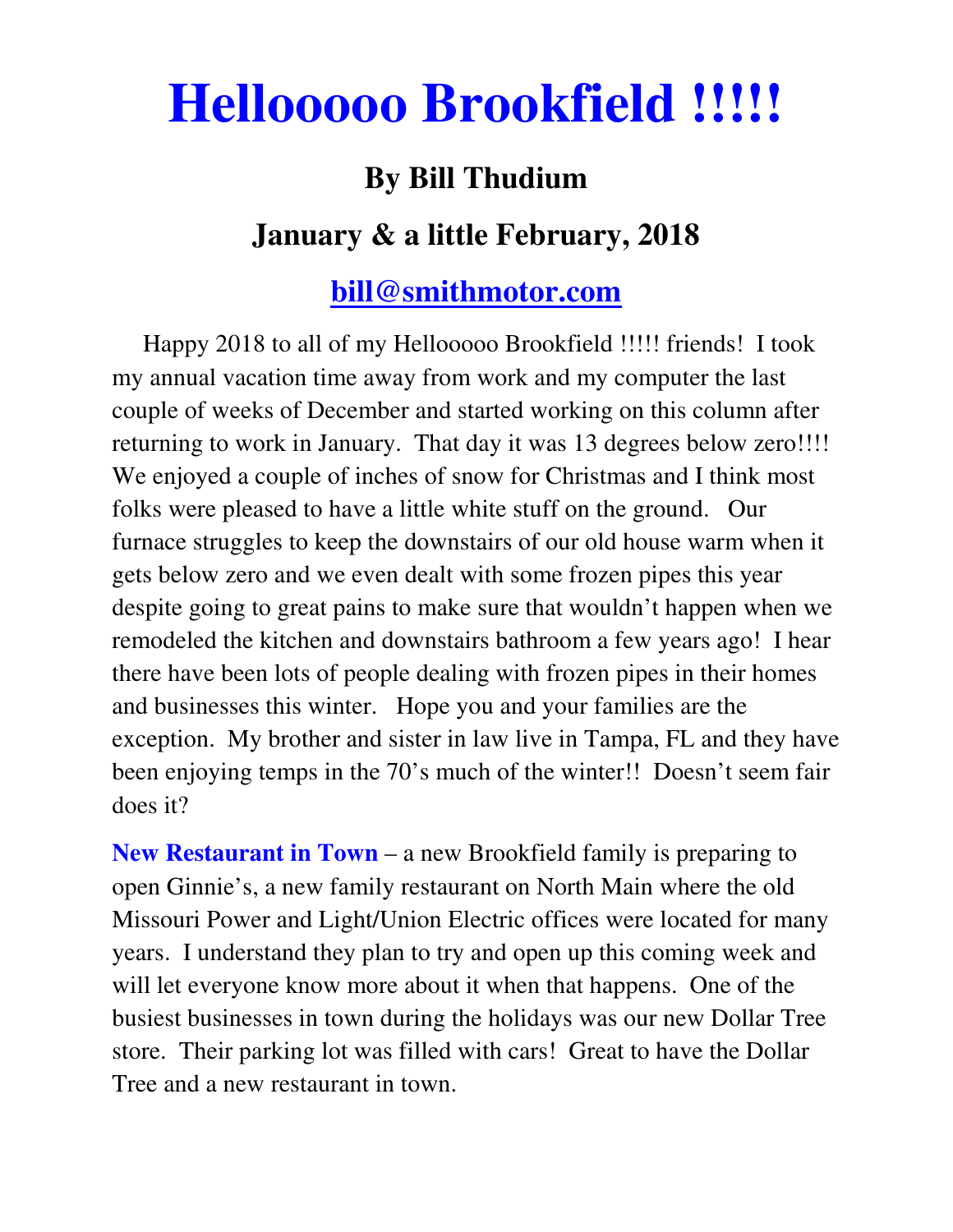# Hellooooo Brookfield !!!!!

## By Bill Thudium

## January & a little February, 2018

## bill@smithmotor.com

Happy 2018 to all of my Hellooooo Brookfield !!!!! friends! I took my annual vacation time away from work and my computer the last couple of weeks of December and started working on this column after returning to work in January. That day it was 13 degrees below zero!!!! We enjoyed a couple of inches of snow for Christmas and I think most folks were pleased to have a little white stuff on the ground. Our furnace struggles to keep the downstairs of our old house warm when it gets below zero and we even dealt with some frozen pipes this year despite going to great pains to make sure that wouldn't happen when we remodeled the kitchen and downstairs bathroom a few years ago! I hear there have been lots of people dealing with frozen pipes in their homes and businesses this winter. Hope you and your families are the exception. My brother and sister in law live in Tampa, FL and they have been enjoying temps in the 70's much of the winter!! Doesn't seem fair does it?

**New Restaurant in Town** – a new Brookfield family is preparing to open Ginnie's, a new family restaurant on North Main where the old Missouri Power and Light/Union Electric offices were located for many years. I understand they plan to try and open up this coming week and will let everyone know more about it when that happens. One of the busiest businesses in town during the holidays was our new Dollar Tree store. Their parking lot was filled with cars! Great to have the Dollar Tree and a new restaurant in town.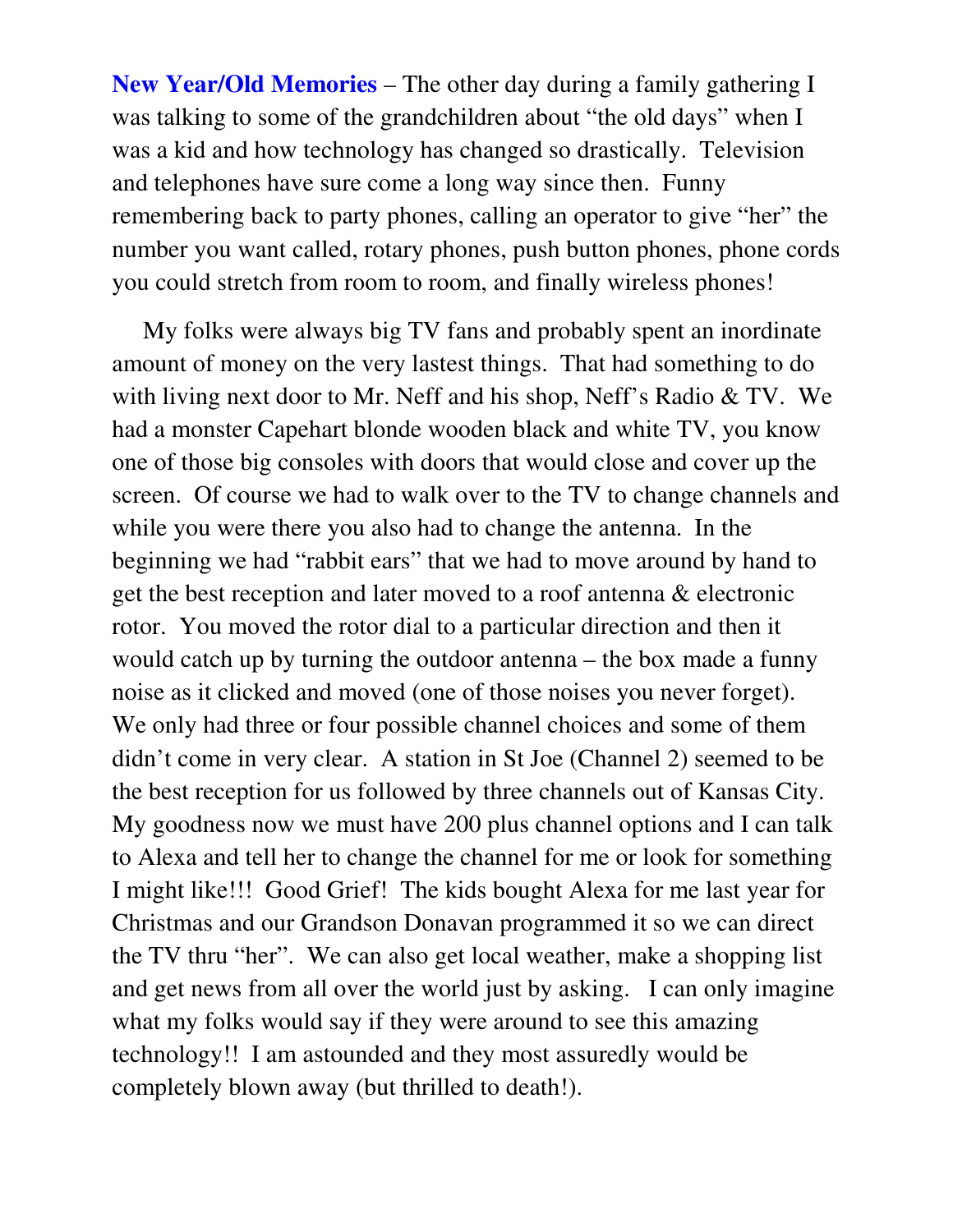**New Year/Old Memories** – The other day during a family gathering I was talking to some of the grandchildren about "the old days" when I was a kid and how technology has changed so drastically. Television and telephones have sure come a long way since then. Funny remembering back to party phones, calling an operator to give "her" the number you want called, rotary phones, push button phones, phone cords you could stretch from room to room, and finally wireless phones!

My folks were always big TV fans and probably spent an inordinate amount of money on the very lastest things. That had something to do with living next door to Mr. Neff and his shop, Neff's Radio & TV. We had a monster Capehart blonde wooden black and white TV, you know one of those big consoles with doors that would close and cover up the screen. Of course we had to walk over to the TV to change channels and while you were there you also had to change the antenna. In the beginning we had "rabbit ears" that we had to move around by hand to get the best reception and later moved to a roof antenna & electronic rotor. You moved the rotor dial to a particular direction and then it would catch up by turning the outdoor antenna – the box made a funny noise as it clicked and moved (one of those noises you never forget). We only had three or four possible channel choices and some of them didn't come in very clear. A station in St Joe (Channel 2) seemed to be the best reception for us followed by three channels out of Kansas City. My goodness now we must have 200 plus channel options and I can talk to Alexa and tell her to change the channel for me or look for something I might like!!! Good Grief! The kids bought Alexa for me last year for Christmas and our Grandson Donavan programmed it so we can direct the TV thru "her". We can also get local weather, make a shopping list and get news from all over the world just by asking. I can only imagine what my folks would say if they were around to see this amazing technology!! I am astounded and they most assuredly would be completely blown away (but thrilled to death!).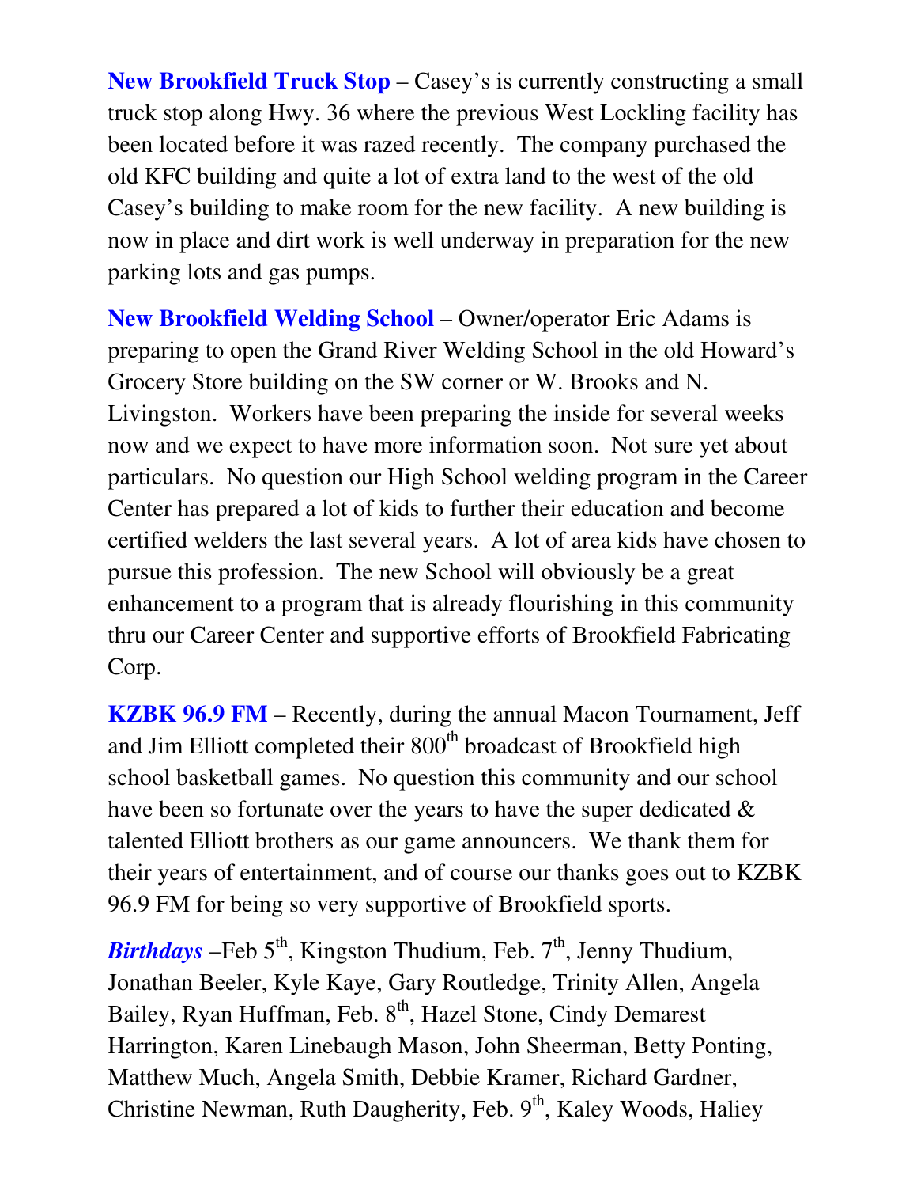**New Brookfield Truck Stop** – Casey's is currently constructing a small truck stop along Hwy. 36 where the previous West Lockling facility has been located before it was razed recently. The company purchased the old KFC building and quite a lot of extra land to the west of the old Casey's building to make room for the new facility. A new building is now in place and dirt work is well underway in preparation for the new parking lots and gas pumps.

**New Brookfield Welding School** – Owner/operator Eric Adams is preparing to open the Grand River Welding School in the old Howard's Grocery Store building on the SW corner or W. Brooks and N. Livingston. Workers have been preparing the inside for several weeks now and we expect to have more information soon. Not sure yet about particulars. No question our High School welding program in the Career Center has prepared a lot of kids to further their education and become certified welders the last several years. A lot of area kids have chosen to pursue this profession. The new School will obviously be a great enhancement to a program that is already flourishing in this community thru our Career Center and supportive efforts of Brookfield Fabricating Corp.

**KZBK 96.9 FM** – Recently, during the annual Macon Tournament, Jeff and Jim Elliott completed their 800th broadcast of Brookfield high school basketball games. No question this community and our school have been so fortunate over the years to have the super dedicated & talented Elliott brothers as our game announcers. We thank them for their years of entertainment, and of course our thanks goes out to KZBK 96.9 FM for being so very supportive of Brookfield sports.

***Birthdays*** –Feb 5th, Kingston Thudium, Feb. 7th, Jenny Thudium, Jonathan Beeler, Kyle Kaye, Gary Routledge, Trinity Allen, Angela Bailey, Ryan Huffman, Feb. 8th, Hazel Stone, Cindy Demarest Harrington, Karen Linebaugh Mason, John Sheerman, Betty Ponting, Matthew Much, Angela Smith, Debbie Kramer, Richard Gardner, Christine Newman, Ruth Daugherity, Feb. 9th, Kaley Woods, Haliey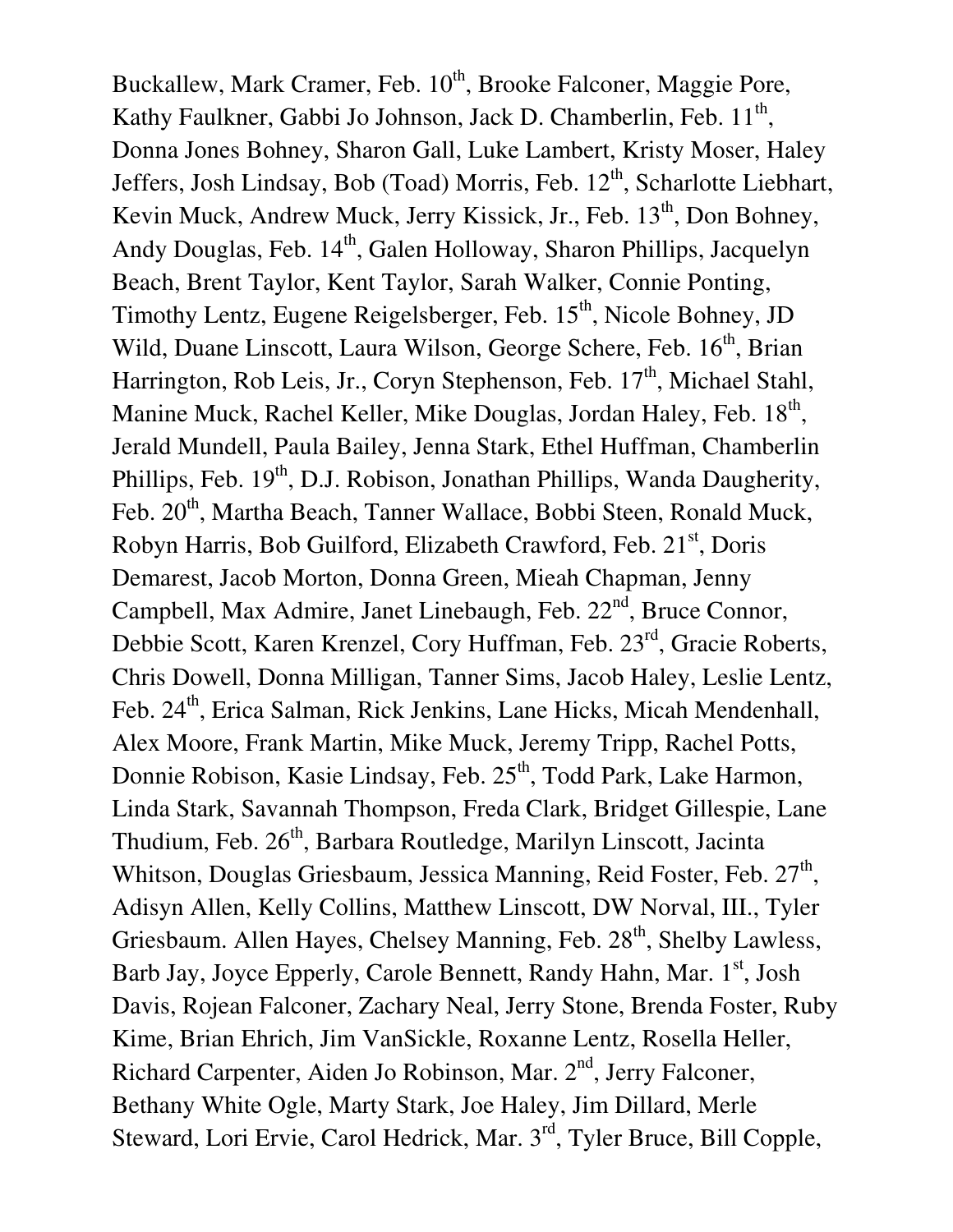Buckallew, Mark Cramer, Feb. 10th, Brooke Falconer, Maggie Pore, Kathy Faulkner, Gabbi Jo Johnson, Jack D. Chamberlin, Feb. 11th, Donna Jones Bohney, Sharon Gall, Luke Lambert, Kristy Moser, Haley Jeffers, Josh Lindsay, Bob (Toad) Morris, Feb. 12th, Scharlotte Liebhart, Kevin Muck, Andrew Muck, Jerry Kissick, Jr., Feb. 13th, Don Bohney, Andy Douglas, Feb. 14th, Galen Holloway, Sharon Phillips, Jacquelyn Beach, Brent Taylor, Kent Taylor, Sarah Walker, Connie Ponting, Timothy Lentz, Eugene Reigelsberger, Feb. 15th, Nicole Bohney, JD Wild, Duane Linscott, Laura Wilson, George Schere, Feb. 16th, Brian Harrington, Rob Leis, Jr., Coryn Stephenson, Feb. 17th, Michael Stahl, Manine Muck, Rachel Keller, Mike Douglas, Jordan Haley, Feb. 18th, Jerald Mundell, Paula Bailey, Jenna Stark, Ethel Huffman, Chamberlin Phillips, Feb. 19th, D.J. Robison, Jonathan Phillips, Wanda Daugherity, Feb. 20th, Martha Beach, Tanner Wallace, Bobbi Steen, Ronald Muck, Robyn Harris, Bob Guilford, Elizabeth Crawford, Feb. 21st, Doris Demarest, Jacob Morton, Donna Green, Mieah Chapman, Jenny Campbell, Max Admire, Janet Linebaugh, Feb. 22nd, Bruce Connor, Debbie Scott, Karen Krenzel, Cory Huffman, Feb. 23rd, Gracie Roberts, Chris Dowell, Donna Milligan, Tanner Sims, Jacob Haley, Leslie Lentz, Feb. 24th, Erica Salman, Rick Jenkins, Lane Hicks, Micah Mendenhall, Alex Moore, Frank Martin, Mike Muck, Jeremy Tripp, Rachel Potts, Donnie Robison, Kasie Lindsay, Feb. 25th, Todd Park, Lake Harmon, Linda Stark, Savannah Thompson, Freda Clark, Bridget Gillespie, Lane Thudium, Feb. 26th, Barbara Routledge, Marilyn Linscott, Jacinta Whitson, Douglas Griesbaum, Jessica Manning, Reid Foster, Feb. 27th, Adisyn Allen, Kelly Collins, Matthew Linscott, DW Norval, III., Tyler Griesbaum. Allen Hayes, Chelsey Manning, Feb. 28th, Shelby Lawless, Barb Jay, Joyce Epperly, Carole Bennett, Randy Hahn, Mar. 1st, Josh Davis, Rojean Falconer, Zachary Neal, Jerry Stone, Brenda Foster, Ruby Kime, Brian Ehrich, Jim VanSickle, Roxanne Lentz, Rosella Heller, Richard Carpenter, Aiden Jo Robinson, Mar. 2nd, Jerry Falconer, Bethany White Ogle, Marty Stark, Joe Haley, Jim Dillard, Merle Steward, Lori Ervie, Carol Hedrick, Mar. 3rd, Tyler Bruce, Bill Copple,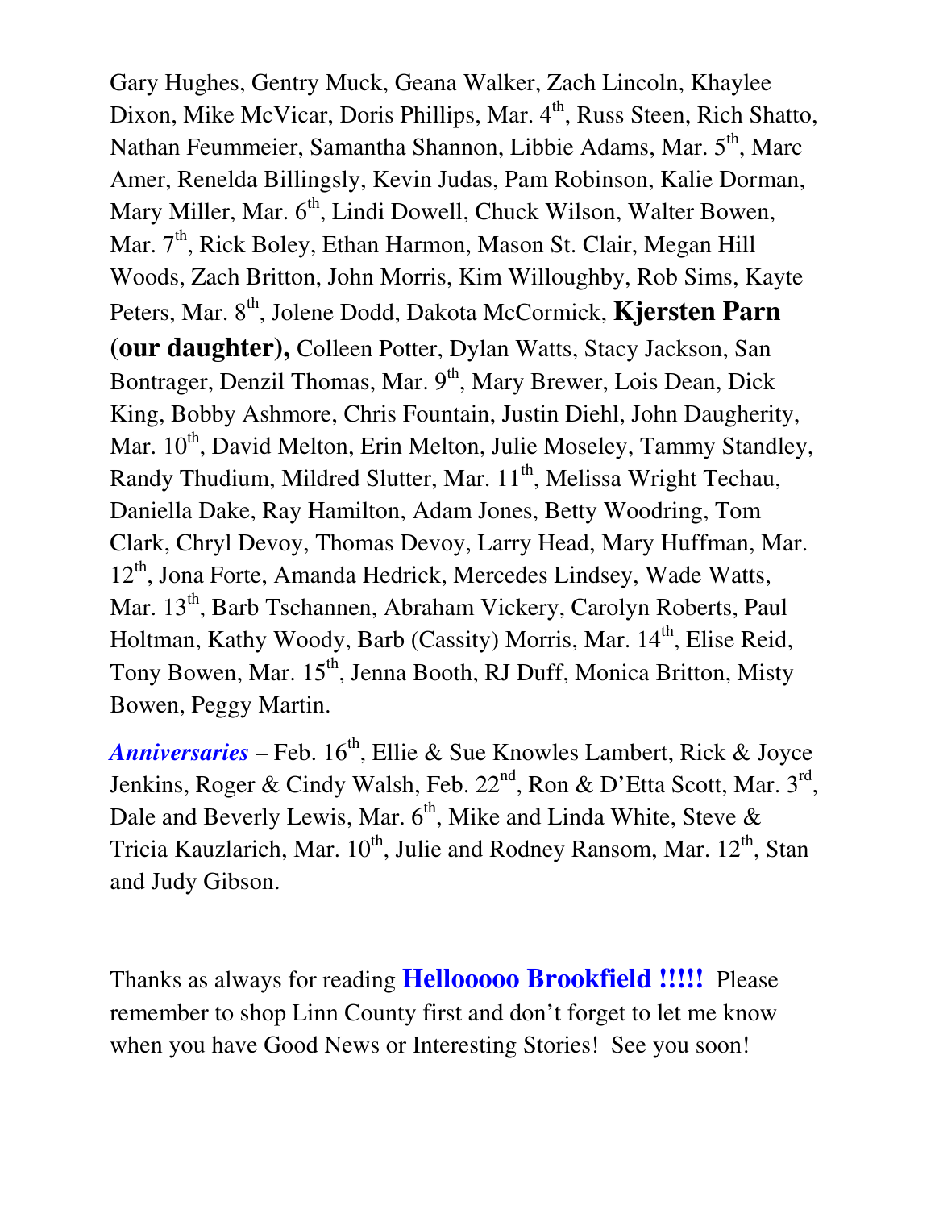Gary Hughes, Gentry Muck, Geana Walker, Zach Lincoln, Khaylee Dixon, Mike McVicar, Doris Phillips, Mar. 4th, Russ Steen, Rich Shatto, Nathan Feummeier, Samantha Shannon, Libbie Adams, Mar. 5th, Marc Amer, Renelda Billingsly, Kevin Judas, Pam Robinson, Kalie Dorman, Mary Miller, Mar. 6th, Lindi Dowell, Chuck Wilson, Walter Bowen, Mar. 7th, Rick Boley, Ethan Harmon, Mason St. Clair, Megan Hill Woods, Zach Britton, John Morris, Kim Willoughby, Rob Sims, Kayte Peters, Mar. 8th, Jolene Dodd, Dakota McCormick, **Kjersten Parn (our daughter),** Colleen Potter, Dylan Watts, Stacy Jackson, San Bontrager, Denzil Thomas, Mar. 9th, Mary Brewer, Lois Dean, Dick King, Bobby Ashmore, Chris Fountain, Justin Diehl, John Daugherity, Mar. 10th, David Melton, Erin Melton, Julie Moseley, Tammy Standley, Randy Thudium, Mildred Slutter, Mar. 11th, Melissa Wright Techau, Daniella Dake, Ray Hamilton, Adam Jones, Betty Woodring, Tom Clark, Chryl Devoy, Thomas Devoy, Larry Head, Mary Huffman, Mar. 12th, Jona Forte, Amanda Hedrick, Mercedes Lindsey, Wade Watts, Mar. 13th, Barb Tschannen, Abraham Vickery, Carolyn Roberts, Paul Holtman, Kathy Woody, Barb (Cassity) Morris, Mar. 14th, Elise Reid, Tony Bowen, Mar. 15th, Jenna Booth, RJ Duff, Monica Britton, Misty Bowen, Peggy Martin.

***Anniversaries*** – Feb. 16th, Ellie & Sue Knowles Lambert, Rick & Joyce Jenkins, Roger & Cindy Walsh, Feb. 22nd, Ron & D'Etta Scott, Mar. 3rd, Dale and Beverly Lewis, Mar. 6th, Mike and Linda White, Steve & Tricia Kauzlarich, Mar. 10th, Julie and Rodney Ransom, Mar. 12th, Stan and Judy Gibson.

Thanks as always for reading **Hellooooo Brookfield !!!!!** Please remember to shop Linn County first and don't forget to let me know when you have Good News or Interesting Stories! See you soon!